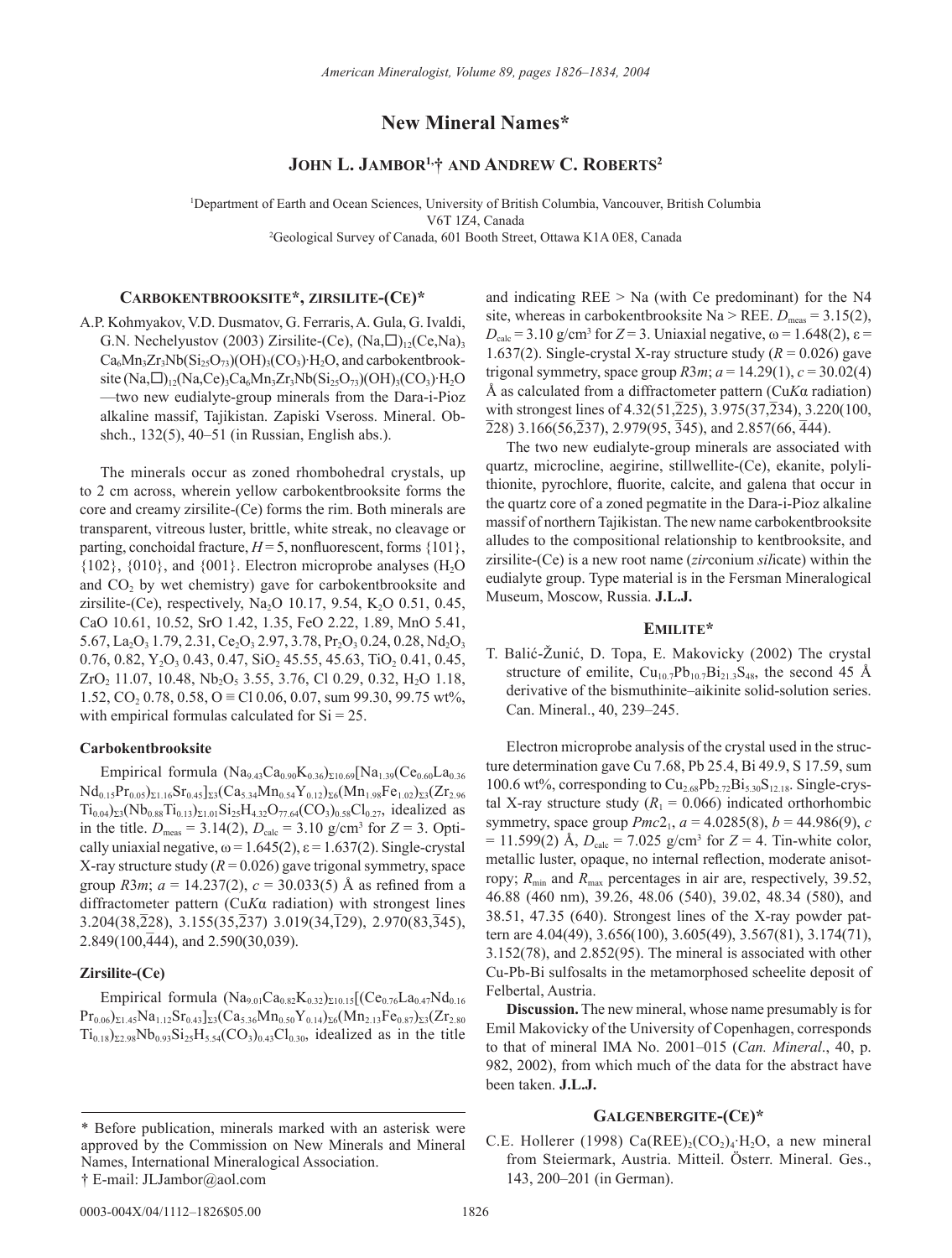# New Mineral Names*

**JOHN L. JAMBOR[1,†] AND ANDREW C. ROBERTS[2]**

[1]Department of Earth and Ocean Sciences, University of British Columbia, Vancouver, British Columbia V6T 1Z4, Canada
[2]Geological Survey of Canada, 601 Booth Street, Ottawa K1A 0E8, Canada

## CARBOKENTBROOKSITE*, ZIRSILITE-(CE)*

A.P. Kohmyakov, V.D. Dusmatov, G. Ferraris, A. Gula, G. Ivaldi, G.N. Nechelyustov (2003) Zirsilite-(Ce), $(Na,\square)_{12}(Ce,Na)_3Ca_6Mn_3Zr_3Nb(Si_{25}O_{73})(OH)_3(CO_3)\cdot H_2O$, and carbokentbrooksite $(Na,\square)_{12}(Na,Ce)_3Ca_6Mn_3Zr_3Nb(Si_{25}O_{73})(OH)_3(CO_3)\cdot H_2O$—two new eudialyte-group minerals from the Dara-i-Pioz alkaline massif, Tajikistan. Zapiski Vseross. Mineral. Obshch., 132(5), 40–51 (in Russian, English abs.).

The minerals occur as zoned rhombohedral crystals, up to 2 cm across, wherein yellow carbokentbrooksite forms the core and creamy zirsilite-(Ce) forms the rim. Both minerals are transparent, vitreous luster, brittle, white streak, no cleavage or parting, conchoidal fracture, $H = 5$, nonfluorescent, forms {101}, {102}, {010}, and {001}. Electron microprobe analyses ($H_2O$ and $CO_2$ by wet chemistry) gave for carbokentbrooksite and zirsilite-(Ce), respectively, $Na_2O$ 10.17, 9.54, $K_2O$ 0.51, 0.45, CaO 10.61, 10.52, SrO 1.42, 1.35, FeO 2.22, 1.89, MnO 5.41, 5.67, $La_2O_3$ 1.79, 2.31, $Ce_2O_3$ 2.97, 3.78, $Pr_2O_3$ 0.24, 0.28, $Nd_2O_3$ 0.76, 0.82, $Y_2O_3$ 0.43, 0.47, $SiO_2$ 45.55, 45.63, $TiO_2$ 0.41, 0.45, $ZrO_2$ 11.07, 10.48, $Nb_2O_5$ 3.55, 3.76, Cl 0.29, 0.32, $H_2O$ 1.18, 1.52, $CO_2$ 0.78, 0.58, O ≡ Cl 0.06, 0.07, sum 99.30, 99.75 wt%, with empirical formulas calculated for Si = 25.

### Carbokentbrooksite

Empirical formula $(Na_{9.43}Ca_{0.90}K_{0.36})_{\Sigma 10.69}[Na_{1.39}(Ce_{0.60}La_{0.36}Nd_{0.15}Pr_{0.05})_{\Sigma 1.16}Sr_{0.45}]_{\Sigma 3}(Ca_{5.34}Mn_{0.54}Y_{0.12})_{\Sigma 6}(Mn_{1.98}Fe_{1.02})_{\Sigma 3}(Zr_{2.96}Ti_{0.04})_{\Sigma 3}(Nb_{0.88}Ti_{0.13})_{\Sigma 1.01}Si_{25}H_{4.32}O_{77.64}(CO_3)_{0.58}Cl_{0.27}$, idealized as in the title. $D_{meas} = 3.14(2)$, $D_{calc} = 3.10$ g/cm³ for $Z = 3$. Optically uniaxial negative, $\omega = 1.645(2)$, $\varepsilon = 1.637(2)$. Single-crystal X-ray structure study ($R = 0.026$) gave trigonal symmetry, space group $R3m$; $a = 14.237(2)$, $c = 30.033(5)$ Å as refined from a diffractometer pattern (Cu$K\alpha$ radiation) with strongest lines 3.204(38,$\overline{2}$28), 3.155(35,$\overline{2}$37) 3.019(34,$\overline{1}$29), 2.970(83,$\overline{3}$45), 2.849(100,$\overline{4}$44), and 2.590(30,039).

### Zirsilite-(Ce)

Empirical formula $(Na_{9.01}Ca_{0.82}K_{0.32})_{\Sigma 10.15}[(Ce_{0.76}La_{0.47}Nd_{0.16}Pr_{0.06})_{\Sigma 1.45}Na_{1.12}Sr_{0.43}]_{\Sigma 3}(Ca_{5.36}Mn_{0.50}Y_{0.14})_{\Sigma 6}(Mn_{2.13}Fe_{0.87})_{\Sigma 3}(Zr_{2.80}Ti_{0.18})_{\Sigma 2.98}Nb_{0.93}Si_{25}H_{5.54}(CO_3)_{0.43}Cl_{0.30}$, idealized as in the title and indicating REE > Na (with Ce predominant) for the N4 site, whereas in carbokentbrooksite Na > REE. $D_{meas} = 3.15(2)$, $D_{calc} = 3.10$ g/cm³ for $Z = 3$. Uniaxial negative, $\omega = 1.648(2)$, $\varepsilon = 1.637(2)$. Single-crystal X-ray structure study ($R = 0.026$) gave trigonal symmetry, space group $R3m$; $a = 14.29(1)$, $c = 30.02(4)$ Å as calculated from a diffractometer pattern (Cu$K\alpha$ radiation) with strongest lines of 4.32(51,$\overline{2}$25), 3.975(37,$\overline{2}$34), 3.220(100, $\overline{2}$28) 3.166(56,$\overline{2}$37), 2.979(95, $\overline{3}$45), and 2.857(66, $\overline{4}$44).

The two new eudialyte-group minerals are associated with quartz, microcline, aegirine, stillwellite-(Ce), ekanite, polylithionite, pyrochlore, fluorite, calcite, and galena that occur in the quartz core of a zoned pegmatite in the Dara-i-Pioz alkaline massif of northern Tajikistan. The new name carbokentbrooksite alludes to the compositional relationship to kentbrooksite, and zirsilite-(Ce) is a new root name (*zir*conium *sil*icate) within the eudialyte group. Type material is in the Fersman Mineralogical Museum, Moscow, Russia. **J.L.J.**

## EMILITE*

T. Balić-Žunić, D. Topa, E. Makovicky (2002) The crystal structure of emilite, $Cu_{10.7}Pb_{10.7}Bi_{21.3}S_{48}$, the second 45 Å derivative of the bismuthinite–aikinite solid-solution series. Can. Mineral., 40, 239–245.

Electron microprobe analysis of the crystal used in the structure determination gave Cu 7.68, Pb 25.4, Bi 49.9, S 17.59, sum 100.6 wt%, corresponding to $Cu_{2.68}Pb_{2.72}Bi_{5.30}S_{12.18}$. Single-crystal X-ray structure study ($R_1 = 0.066$) indicated orthorhombic symmetry, space group $Pmc2_1$, $a = 4.0285(8)$, $b = 44.986(9)$, $c = 11.599(2)$ Å, $D_{calc} = 7.025$ g/cm³ for $Z = 4$. Tin-white color, metallic luster, opaque, no internal reflection, moderate anisotropy; $R_{min}$ and $R_{max}$ percentages in air are, respectively, 39.52, 46.88 (460 nm), 39.26, 48.06 (540), 39.02, 48.34 (580), and 38.51, 47.35 (640). Strongest lines of the X-ray powder pattern are 4.04(49), 3.656(100), 3.605(49), 3.567(81), 3.174(71), 3.152(78), and 2.852(95). The mineral is associated with other Cu-Pb-Bi sulfosalts in the metamorphosed scheelite deposit of Felbertal, Austria.

**Discussion.** The new mineral, whose name presumably is for Emil Makovicky of the University of Copenhagen, corresponds to that of mineral IMA No. 2001–015 (*Can. Mineral*., 40, p. 982, 2002), from which much of the data for the abstract have been taken. **J.L.J.**

## GALGENBERGITE-(CE)*

C.E. Hollerer (1998) $Ca(REE)_2(CO_2)_4\cdot H_2O$, a new mineral from Steiermark, Austria. Mitteil. Österr. Mineral. Ges., 143, 200–201 (in German).

---

\* Before publication, minerals marked with an asterisk were approved by the Commission on New Minerals and Mineral Names, International Mineralogical Association.
† E-mail: JLJambor@aol.com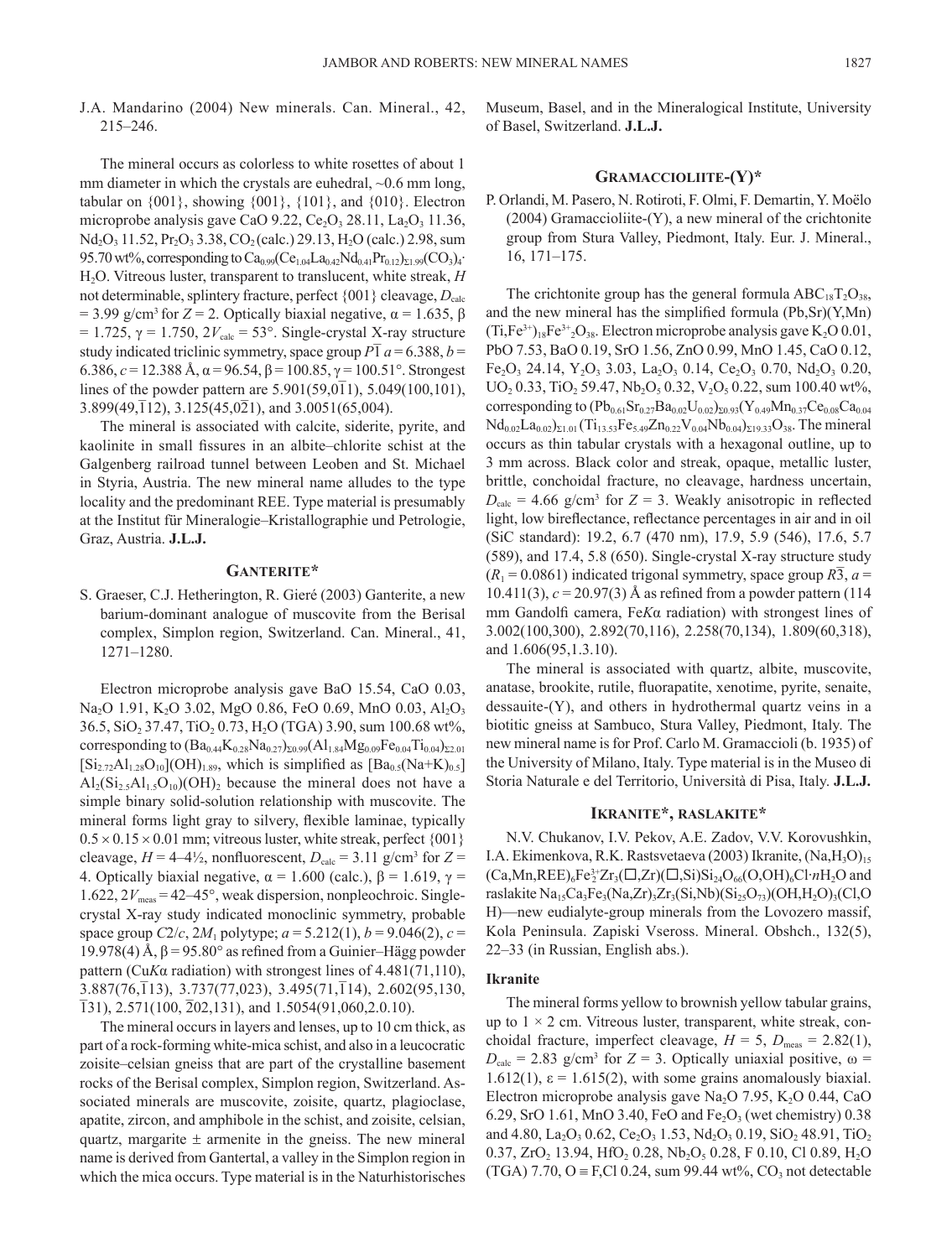J.A. Mandarino (2004) New minerals. Can. Mineral., 42, 215–246.

The mineral occurs as colorless to white rosettes of about 1 mm diameter in which the crystals are euhedral, ~0.6 mm long, tabular on {001}, showing {001}, {101}, and {010}. Electron microprobe analysis gave CaO 9.22, $Ce_2O_3$ 28.11, $La_2O_3$ 11.36, $Nd_2O_3$ 11.52, $Pr_2O_3$ 3.38, $CO_2$ (calc.) 29.13, $H_2O$ (calc.) 2.98, sum 95.70 wt%, corresponding to $Ca_{0.99}(Ce_{1.04}La_{0.42}Nd_{0.41}Pr_{0.12})_{\Sigma1.99}(CO_3)_4 \cdot H_2O$. Vitreous luster, transparent to translucent, white streak, *H* not determinable, splintery fracture, perfect {001} cleavage, $D_{calc}$ = 3.99 g/cm³ for *Z* = 2. Optically biaxial negative, α = 1.635, β = 1.725, γ = 1.750, $2V_{calc}$ = 53°. Single-crystal X-ray structure study indicated triclinic symmetry, space group $P\bar{1}$ *a* = 6.388, *b* = 6.386, *c* = 12.388 Å, α = 96.54, β = 100.85, γ = 100.51°. Strongest lines of the powder pattern are 5.901(59,$0\bar{1}1$), 5.049(100,101), 3.899(49,$\bar{1}12$), 3.125(45,$0\bar{2}1$), and 3.0051(65,004).

The mineral is associated with calcite, siderite, pyrite, and kaolinite in small fissures in an albite–chlorite schist at the Galgenberg railroad tunnel between Leoben and St. Michael in Styria, Austria. The new mineral name alludes to the type locality and the predominant REE. Type material is presumably at the Institut für Mineralogie–Kristallographie und Petrologie, Graz, Austria. **J.L.J.**

## Ganterite*

S. Graeser, C.J. Hetherington, R. Gieré (2003) Ganterite, a new barium-dominant analogue of muscovite from the Berisal complex, Simplon region, Switzerland. Can. Mineral., 41, 1271–1280.

Electron microprobe analysis gave BaO 15.54, CaO 0.03, $Na_2O$ 1.91, $K_2O$ 3.02, MgO 0.86, FeO 0.69, MnO 0.03, $Al_2O_3$ 36.5, $SiO_2$ 37.47, $TiO_2$ 0.73, $H_2O$ (TGA) 3.90, sum 100.68 wt%, corresponding to $(Ba_{0.44}K_{0.28}Na_{0.27})_{\Sigma0.99}(Al_{1.84}Mg_{0.09}Fe_{0.04}Ti_{0.04})_{\Sigma2.01}[Si_{2.72}Al_{1.28}O_{10}](OH)_{1.89}$, which is simplified as $[Ba_{0.5}(Na+K)_{0.5}]Al_2(Si_{2.5}Al_{1.5}O_{10})(OH)_2$ because the mineral does not have a simple binary solid-solution relationship with muscovite. The mineral forms light gray to silvery, flexible laminae, typically 0.5 × 0.15 × 0.01 mm; vitreous luster, white streak, perfect {001} cleavage, *H* = 4–4½, nonfluorescent, $D_{calc}$ = 3.11 g/cm³ for *Z* = 4. Optically biaxial negative, α = 1.600 (calc.), β = 1.619, γ = 1.622, $2V_{meas}$ = 42–45°, weak dispersion, nonpleochroic. Single-crystal X-ray study indicated monoclinic symmetry, probable space group *C*2/*c*, $2M_1$ polytype; *a* = 5.212(1), *b* = 9.046(2), *c* = 19.978(4) Å, β = 95.80° as refined from a Guinier–Hägg powder pattern (Cu*K*α radiation) with strongest lines of 4.481(71,110), 3.887(76,$\bar{1}13$), 3.737(77,023), 3.495(71,$\bar{1}14$), 2.602(95,130, $\bar{1}31$), 2.571(100, $\bar{2}02$,131), and 1.5054(91,060,2.0.10).

The mineral occurs in layers and lenses, up to 10 cm thick, as part of a rock-forming white-mica schist, and also in a leucocratic zoisite–celsian gneiss that are part of the crystalline basement rocks of the Berisal complex, Simplon region, Switzerland. Associated minerals are muscovite, zoisite, quartz, plagioclase, apatite, zircon, and amphibole in the schist, and zoisite, celsian, quartz, margarite ± armenite in the gneiss. The new mineral name is derived from Gantertal, a valley in the Simplon region in which the mica occurs. Type material is in the Naturhistorisches Museum, Basel, and in the Mineralogical Institute, University of Basel, Switzerland. **J.L.J.**

## Gramaccioliite-(Y)*

P. Orlandi, M. Pasero, N. Rotiroti, F. Olmi, F. Demartin, Y. Moëlo (2004) Gramaccioliite-(Y), a new mineral of the crichtonite group from Stura Valley, Piedmont, Italy. Eur. J. Mineral., 16, 171–175.

The crichtonite group has the general formula $ABC_{18}T_2O_{38}$, and the new mineral has the simplified formula (Pb,Sr)(Y,Mn) $(Ti,Fe^{3+})_{18}Fe^{3+}{}_2O_{38}$. Electron microprobe analysis gave $K_2O$ 0.01, PbO 7.53, BaO 0.19, SrO 1.56, ZnO 0.99, MnO 1.45, CaO 0.12, $Fe_2O_3$ 24.14, $Y_2O_3$ 3.03, $La_2O_3$ 0.14, $Ce_2O_3$ 0.70, $Nd_2O_3$ 0.20, $UO_2$ 0.33, $TiO_2$ 59.47, $Nb_2O_5$ 0.32, $V_2O_5$ 0.22, sum 100.40 wt%, corresponding to $(Pb_{0.61}Sr_{0.27}Ba_{0.02}U_{0.02})_{\Sigma0.93}(Y_{0.49}Mn_{0.37}Ce_{0.08}Ca_{0.04}Nd_{0.02}La_{0.02})_{\Sigma1.01}(Ti_{13.53}Fe_{5.49}Zn_{0.22}V_{0.04}Nb_{0.04})_{\Sigma19.33}O_{38}$. The mineral occurs as thin tabular crystals with a hexagonal outline, up to 3 mm across. Black color and streak, opaque, metallic luster, brittle, conchoidal fracture, no cleavage, hardness uncertain, $D_{calc}$ = 4.66 g/cm³ for *Z* = 3. Weakly anisotropic in reflected light, low bireflectance, reflectance percentages in air and in oil (SiC standard): 19.2, 6.7 (470 nm), 17.9, 5.9 (546), 17.6, 5.7 (589), and 17.4, 5.8 (650). Single-crystal X-ray structure study ($R_1$ = 0.0861) indicated trigonal symmetry, space group $R\bar{3}$, *a* = 10.411(3), *c* = 20.97(3) Å as refined from a powder pattern (114 mm Gandolfi camera, Fe*K*α radiation) with strongest lines of 3.002(100,300), 2.892(70,116), 2.258(70,134), 1.809(60,318), and 1.606(95,1.3.10).

The mineral is associated with quartz, albite, muscovite, anatase, brookite, rutile, fluorapatite, xenotime, pyrite, senaite, dessauite-(Y), and others in hydrothermal quartz veins in a biotitic gneiss at Sambuco, Stura Valley, Piedmont, Italy. The new mineral name is for Prof. Carlo M. Gramaccioli (b. 1935) of the University of Milano, Italy. Type material is in the Museo di Storia Naturale e del Territorio, Università di Pisa, Italy. **J.L.J.**

## Ikranite*, raslakite*

N.V. Chukanov, I.V. Pekov, A.E. Zadov, V.V. Korovushkin, I.A. Ekimenkova, R.K. Rastsvetaeva (2003) Ikranite, $(Na,H_3O)_{15}(Ca,Mn,REE)_6Fe^{3+}_2Zr_3(\square,Zr)(\square,Si)Si_{24}O_{66}(O,OH)_6Cl \cdot nH_2O$ and raslakite $Na_{15}Ca_3Fe_3(Na,Zr)_3Zr_3(Si,Nb)(Si_{25}O_{73})(OH,H_2O)_3(Cl,OH)$—new eudialyte-group minerals from the Lovozero massif, Kola Peninsula. Zapiski Vseross. Mineral. Obshch., 132(5), 22–33 (in Russian, English abs.).

### Ikranite

The mineral forms yellow to brownish yellow tabular grains, up to 1 × 2 cm. Vitreous luster, transparent, white streak, conchoidal fracture, imperfect cleavage, *H* = 5, $D_{meas}$ = 2.82(1), $D_{calc}$ = 2.83 g/cm³ for *Z* = 3. Optically uniaxial positive, ω = 1.612(1), ε = 1.615(2), with some grains anomalously biaxial. Electron microprobe analysis gave $Na_2O$ 7.95, $K_2O$ 0.44, CaO 6.29, SrO 1.61, MnO 3.40, FeO and $Fe_2O_3$ (wet chemistry) 0.38 and 4.80, $La_2O_3$ 0.62, $Ce_2O_3$ 1.53, $Nd_2O_3$ 0.19, $SiO_2$ 48.91, $TiO_2$ 0.37, $ZrO_2$ 13.94, $HfO_2$ 0.28, $Nb_2O_5$ 0.28, F 0.10, Cl 0.89, $H_2O$ (TGA) 7.70, O ≡ F,Cl 0.24, sum 99.44 wt%, $CO_3$ not detectable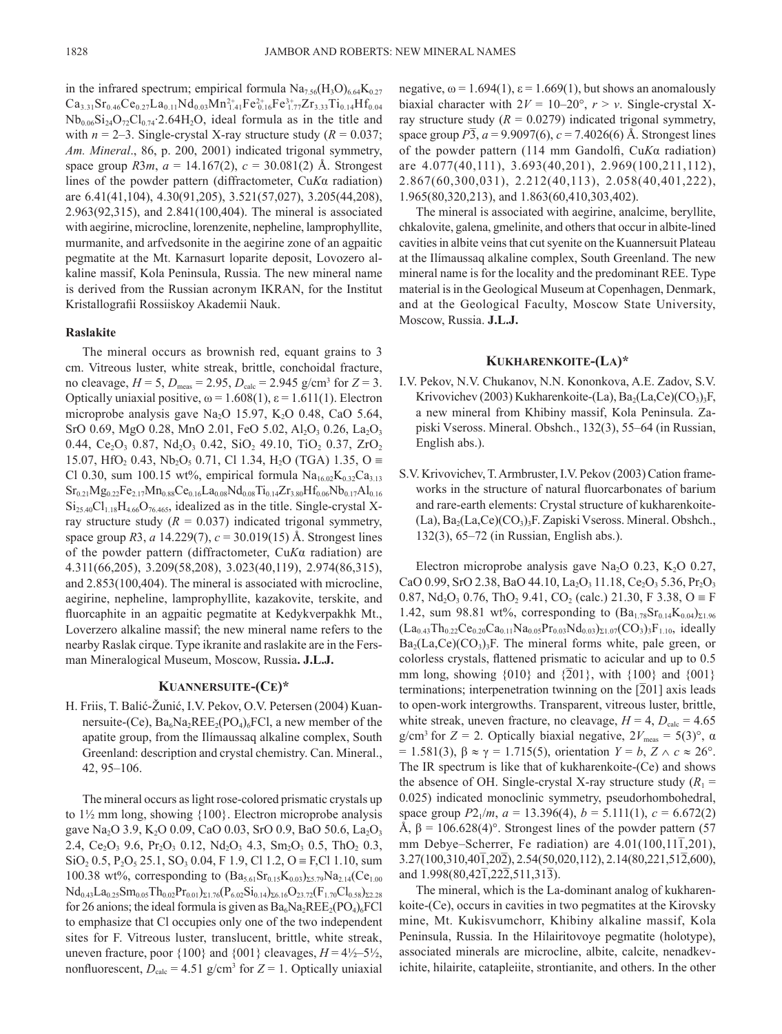in the infrared spectrum; empirical formula $Na_{7.56}(H_3O)_{6.64}K_{0.27}$ $Ca_{3.31}Sr_{0.46}Ce_{0.27}La_{0.11}Nd_{0.03}Mn^{2+}_{1.41}Fe^{2+}_{0.16}Fe^{3+}_{1.77}Zr_{3.33}Ti_{0.14}Hf_{0.04}$ $Nb_{0.06}Si_{24}O_{72}Cl_{0.74}·2.64H_2O$, ideal formula as in the title and with $n$ = 2–3. Single-crystal X-ray structure study ($R$ = 0.037; *Am. Mineral*., 86, p. 200, 2001) indicated trigonal symmetry, space group $R3m$, $a$ = 14.167(2), $c$ = 30.081(2) Å. Strongest lines of the powder pattern (diffractometer, Cu$K\alpha$ radiation) are 6.41(41,104), 4.30(91,205), 3.521(57,027), 3.205(44,208), 2.963(92,315), and 2.841(100,404). The mineral is associated with aegirine, microcline, lorenzenite, nepheline, lamprophyllite, murmanite, and arfvedsonite in the aegirine zone of an agpaitic pegmatite at the Mt. Karnasurt loparite deposit, Lovozero alkaline massif, Kola Peninsula, Russia. The new mineral name is derived from the Russian acronym IKRAN, for the Institut Kristallografii Rossiiskoy Akademii Nauk.

### Raslakite

The mineral occurs as brownish red, equant grains to 3 cm. Vitreous luster, white streak, brittle, conchoidal fracture, no cleavage, $H$ = 5, $D_{meas}$ = 2.95, $D_{calc}$ = 2.945 g/cm$^3$ for $Z$ = 3. Optically uniaxial positive, ω = 1.608(1), ε = 1.611(1). Electron microprobe analysis gave $Na_2O$ 15.97, $K_2O$ 0.48, CaO 5.64, SrO 0.69, MgO 0.28, MnO 2.01, FeO 5.02, $Al_2O_3$ 0.26, $La_2O_3$ 0.44, $Ce_2O_3$ 0.87, $Nd_2O_3$ 0.42, $SiO_2$ 49.10, $TiO_2$ 0.37, $ZrO_2$ 15.07, $HfO_2$ 0.43, $Nb_2O_5$ 0.71, Cl 1.34, $H_2O$ (TGA) 1.35, O ≡ Cl 0.30, sum 100.15 wt%, empirical formula $Na_{16.02}K_{0.32}Ca_{3.13}$ $Sr_{0.21}Mg_{0.22}Fe_{2.17}Mn_{0.88}Ce_{0.16}La_{0.08}Nd_{0.08}Ti_{0.14}Zr_{3.80}Hf_{0.06}Nb_{0.17}Al_{0.16}$ $Si_{25.40}Cl_{1.18}H_{4.66}O_{76.465}$, idealized as in the title. Single-crystal X-ray structure study ($R$ = 0.037) indicated trigonal symmetry, space group $R3$, $a$ 14.229(7), $c$ = 30.019(15) Å. Strongest lines of the powder pattern (diffractometer, Cu$K\alpha$ radiation) are 4.311(66,205), 3.209(58,208), 3.023(40,119), 2.974(86,315), and 2.853(100,404). The mineral is associated with microcline, aegirine, nepheline, lamprophyllite, kazakovite, terskite, and fluorcaphite in an agpaitic pegmatite at Kedykverpakhk Mt., Loverzero alkaline massif; the new mineral name refers to the nearby Raslak cirque. Type ikranite and raslakite are in the Fersman Mineralogical Museum, Moscow, Russia. **J.L.J.**

## Kuannersuite-(Ce)*

H. Friis, T. Balić-Žunić, I.V. Pekov, O.V. Petersen (2004) Kuannersuite-(Ce), $Ba_6Na_2REE_2(PO_4)_6FCl$, a new member of the apatite group, from the Ilímaussaq alkaline complex, South Greenland: description and crystal chemistry. Can. Mineral., 42, 95–106.

The mineral occurs as light rose-colored prismatic crystals up to 1½ mm long, showing {100}. Electron microprobe analysis gave $Na_2O$ 3.9, $K_2O$ 0.09, CaO 0.03, SrO 0.9, BaO 50.6, $La_2O_3$ 2.4, $Ce_2O_3$ 9.6, $Pr_2O_3$ 0.12, $Nd_2O_3$ 4.3, $Sm_2O_3$ 0.5, $ThO_2$ 0.3, $SiO_2$ 0.5, $P_2O_5$ 25.1, $SO_3$ 0.04, F 1.9, Cl 1.2, O ≡ F,Cl 1.10, sum 100.38 wt%, corresponding to $(Ba_{5.61}Sr_{0.15}K_{0.03})_{\Sigma 5.79}Na_{2.14}(Ce_{1.00}$ $Nd_{0.43}La_{0.25}Sm_{0.05}Th_{0.02}Pr_{0.01})_{\Sigma 1.76}(P_{6.02}Si_{0.14})_{\Sigma 6.16}O_{23.72}(F_{1.70}Cl_{0.58})_{\Sigma 2.28}$ for 26 anions; the ideal formula is given as $Ba_6Na_2REE_2(PO_4)_6FCl$ to emphasize that Cl occupies only one of the two independent sites for F. Vitreous luster, translucent, brittle, white streak, uneven fracture, poor {100} and {001} cleavages, $H$ = 4½–5½, nonfluorescent, $D_{calc}$ = 4.51 g/cm$^3$ for $Z$ = 1. Optically uniaxial negative, ω = 1.694(1), ε = 1.669(1), but shows an anomalously biaxial character with 2$V$ = 10–20°, $r > v$. Single-crystal X-ray structure study ($R$ = 0.0279) indicated trigonal symmetry, space group $P\bar{3}$, $a$ = 9.9097(6), $c$ = 7.4026(6) Å. Strongest lines of the powder pattern (114 mm Gandolfi, Cu$K\alpha$ radiation) are 4.077(40,111), 3.693(40,201), 2.969(100,211,112), 2.867(60,300,031), 2.212(40,113), 2.058(40,401,222), 1.965(80,320,213), and 1.863(60,410,303,402).

The mineral is associated with aegirine, analcime, beryllite, chkalovite, galena, gmelinite, and others that occur in albite-lined cavities in albite veins that cut syenite on the Kuannersuit Plateau at the Ilímaussaq alkaline complex, South Greenland. The new mineral name is for the locality and the predominant REE. Type material is in the Geological Museum at Copenhagen, Denmark, and at the Geological Faculty, Moscow State University, Moscow, Russia. **J.L.J.**

## Kukharenkoite-(La)*

I.V. Pekov, N.V. Chukanov, N.N. Kononkova, A.E. Zadov, S.V. Krivovichev (2003) Kukharenkoite-(La), $Ba_2(La,Ce)(CO_3)_3F$, a new mineral from Khibiny massif, Kola Peninsula. Zapiski Vseross. Mineral. Obshch., 132(3), 55–64 (in Russian, English abs.).

S.V. Krivovichev, T. Armbruster, I.V. Pekov (2003) Cation frameworks in the structure of natural fluorcarbonates of barium and rare-earth elements: Crystal structure of kukharenkoite-(La), $Ba_2(La,Ce)(CO_3)_3F$. Zapiski Vseross. Mineral. Obshch., 132(3), 65–72 (in Russian, English abs.).

Electron microprobe analysis gave $Na_2O$ 0.23, $K_2O$ 0.27, CaO 0.99, SrO 2.38, BaO 44.10, $La_2O_3$ 11.18, $Ce_2O_3$ 5.36, $Pr_2O_3$ 0.87, $Nd_2O_3$ 0.76, $ThO_2$ 9.41, $CO_2$ (calc.) 21.30, F 3.38, O ≡ F 1.42, sum 98.81 wt%, corresponding to $(Ba_{1.78}Sr_{0.14}K_{0.04})_{\Sigma 1.96}$ $(La_{0.43}Th_{0.22}Ce_{0.20}Ca_{0.11}Na_{0.05}Pr_{0.03}Nd_{0.03})_{\Sigma 1.07}(CO_3)_3F_{1.10}$, ideally $Ba_2(La,Ce)(CO_3)_3F$. The mineral forms white, pale green, or colorless crystals, flattened prismatic to acicular and up to 0.5 mm long, showing {010} and {$\bar{2}$01}, with {100} and {001} terminations; interpenetration twinning on the [$\bar{2}$01] axis leads to open-work intergrowths. Transparent, vitreous luster, brittle, white streak, uneven fracture, no cleavage, $H$ = 4, $D_{calc}$ = 4.65 g/cm$^3$ for $Z$ = 2. Optically biaxial negative, $2V_{meas}$ = 5(3)°, α = 1.581(3), β ≈ γ = 1.715(5), orientation $Y$ = $b$, $Z \wedge c$ ≈ 26°. The IR spectrum is like that of kukharenkoite-(Ce) and shows the absence of OH. Single-crystal X-ray structure study ($R_1$ = 0.025) indicated monoclinic symmetry, pseudorhombohedral, space group $P2_1/m$, $a$ = 13.396(4), $b$ = 5.111(1), $c$ = 6.672(2) Å, β = 106.628(4)°. Strongest lines of the powder pattern (57 mm Debye–Scherrer, Fe radiation) are 4.01(100,11$\bar{1}$,201), 3.27(100,310,40$\bar{1}$,20$\bar{2}$), 2.54(50,020,112), 2.14(80,221,51$\bar{2}$,600), and 1.998(80,42$\bar{1}$,22$\bar{2}$,511,31$\bar{3}$).

The mineral, which is the La-dominant analog of kukharenkoite-(Ce), occurs in cavities in two pegmatites at the Kirovsky mine, Mt. Kukisvumchorr, Khibiny alkaline massif, Kola Peninsula, Russia. In the Hilairitovoye pegmatite (holotype), associated minerals are microcline, albite, calcite, nenadkevichite, hilairite, catapleiite, strontianite, and others. In the other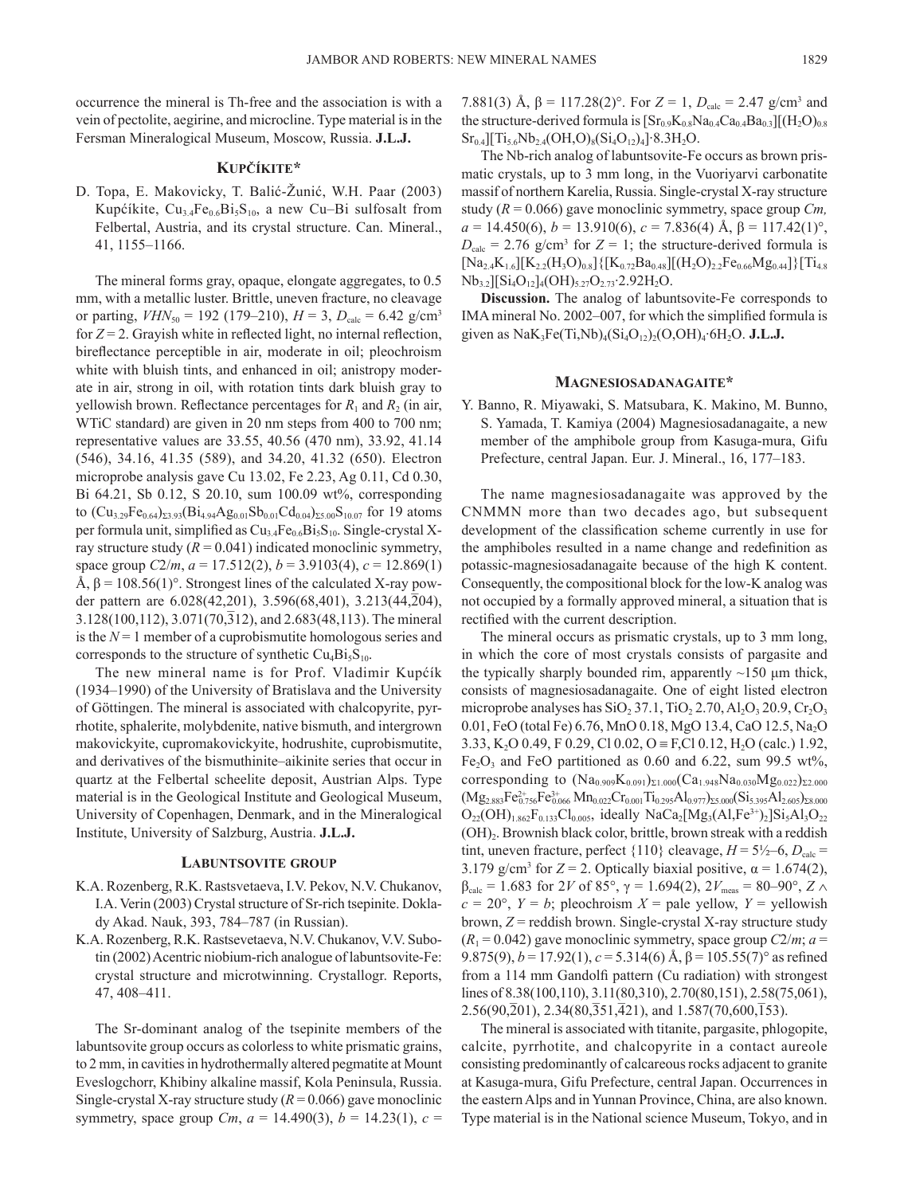occurrence the mineral is Th-free and the association is with a vein of pectolite, aegirine, and microcline. Type material is in the Fersman Mineralogical Museum, Moscow, Russia. **J.L.J.**

## Kupčíkite*

D. Topa, E. Makovicky, T. Balić-Žunić, W.H. Paar (2003) Kupćíkite, $Cu_{3.4}Fe_{0.6}Bi_5S_{10}$, a new Cu–Bi sulfosalt from Felbertal, Austria, and its crystal structure. Can. Mineral., 41, 1155–1166.

The mineral forms gray, opaque, elongate aggregates, to 0.5 mm, with a metallic luster. Brittle, uneven fracture, no cleavage or parting, $VHN_{50}$ = 192 (179–210), $H$ = 3, $D_{calc}$ = 6.42 g/cm³ for $Z$ = 2. Grayish white in reflected light, no internal reflection, bireflectance perceptible in air, moderate in oil; pleochroism white with bluish tints, and enhanced in oil; anistropy moderate in air, strong in oil, with rotation tints dark bluish gray to yellowish brown. Reflectance percentages for $R_1$ and $R_2$ (in air, WTiC standard) are given in 20 nm steps from 400 to 700 nm; representative values are 33.55, 40.56 (470 nm), 33.92, 41.14 (546), 34.16, 41.35 (589), and 34.20, 41.32 (650). Electron microprobe analysis gave Cu 13.02, Fe 2.23, Ag 0.11, Cd 0.30, Bi 64.21, Sb 0.12, S 20.10, sum 100.09 wt%, corresponding to $(Cu_{3.29}Fe_{0.64})_{\Sigma 3.93}(Bi_{4.94}Ag_{0.01}Sb_{0.01}Cd_{0.04})_{\Sigma 5.00}S_{10.07}$ for 19 atoms per formula unit, simplified as $Cu_{3.4}Fe_{0.6}Bi_5S_{10}$. Single-crystal X-ray structure study ($R$ = 0.041) indicated monoclinic symmetry, space group $C2/m$, $a$ = 17.512(2), $b$ = 3.9103(4), $c$ = 12.869(1) Å, β = 108.56(1)°. Strongest lines of the calculated X-ray powder pattern are 6.028(42,201), 3.596(68,401), 3.213(44,$\bar{2}$04), 3.128(100,112), 3.071(70,$\bar{3}$12), and 2.683(48,113). The mineral is the $N$ = 1 member of a cuprobismutite homologous series and corresponds to the structure of synthetic $Cu_4Bi_5S_{10}$.

The new mineral name is for Prof. Vladimir Kupćík (1934–1990) of the University of Bratislava and the University of Göttingen. The mineral is associated with chalcopyrite, pyrrhotite, sphalerite, molybdenite, native bismuth, and intergrown makovickyite, cupromakovickyite, hodrushite, cuprobismutite, and derivatives of the bismuthinite–aikinite series that occur in quartz at the Felbertal scheelite deposit, Austrian Alps. Type material is in the Geological Institute and Geological Museum, University of Copenhagen, Denmark, and in the Mineralogical Institute, University of Salzburg, Austria. **J.L.J.**

## Labuntsovite group

K.A. Rozenberg, R.K. Rastsvetaeva, I.V. Pekov, N.V. Chukanov, I.A. Verin (2003) Crystal structure of Sr-rich tsepinite. Doklady Akad. Nauk, 393, 784–787 (in Russian).

K.A. Rozenberg, R.K. Rastsevetaeva, N.V. Chukanov, V.V. Subotin (2002) Acentric niobium-rich analogue of labuntsovite-Fe: crystal structure and microtwinning. Crystallogr. Reports, 47, 408–411.

The Sr-dominant analog of the tsepinite members of the labuntsovite group occurs as colorless to white prismatic grains, to 2 mm, in cavities in hydrothermally altered pegmatite at Mount Eveslogchorr, Khibiny alkaline massif, Kola Peninsula, Russia. Single-crystal X-ray structure study ($R$ = 0.066) gave monoclinic symmetry, space group $Cm$, $a$ = 14.490(3), $b$ = 14.23(1), $c$ = 7.881(3) Å, β = 117.28(2)°. For $Z$ = 1, $D_{calc}$ = 2.47 g/cm³ and the structure-derived formula is $[Sr_{0.9}K_{0.8}Na_{0.4}Ca_{0.4}Ba_{0.3}][(H_2O)_{0.8}Sr_{0.4}][Ti_{5.6}Nb_{2.4}(OH,O)_8(Si_4O_{12})_4]\cdot8.3H_2O$.

The Nb-rich analog of labuntsovite-Fe occurs as brown prismatic crystals, up to 3 mm long, in the Vuoriyarvi carbonatite massif of northern Karelia, Russia. Single-crystal X-ray structure study ($R$ = 0.066) gave monoclinic symmetry, space group $Cm$, $a$ = 14.450(6), $b$ = 13.910(6), $c$ = 7.836(4) Å, β = 117.42(1)°, $D_{calc}$ = 2.76 g/cm³ for $Z$ = 1; the structure-derived formula is $[Na_{2.4}K_{1.6}][K_{2.2}(H_3O)_{0.8}]\{[K_{0.72}Ba_{0.48}][(H_2O)_{2.2}Fe_{0.66}Mg_{0.44}]\}[Ti_{4.8}Nb_{3.2}][Si_4O_{12}]_4(OH)_{5.27}O_{2.73}\cdot2.92H_2O$.

**Discussion.** The analog of labuntsovite-Fe corresponds to IMA mineral No. 2002–007, for which the simplified formula is given as $NaK_3Fe(Ti,Nb)_4(Si_4O_{12})_2(O,OH)_4\cdot6H_2O$. **J.L.J.**

## Magnesiosadanagaite*

Y. Banno, R. Miyawaki, S. Matsubara, K. Makino, M. Bunno, S. Yamada, T. Kamiya (2004) Magnesiosadanagaite, a new member of the amphibole group from Kasuga-mura, Gifu Prefecture, central Japan. Eur. J. Mineral., 16, 177–183.

The name magnesiosadanagaite was approved by the CNMMN more than two decades ago, but subsequent development of the classification scheme currently in use for the amphiboles resulted in a name change and redefinition as potassic-magnesiosadanagaite because of the high K content. Consequently, the compositional block for the low-K analog was not occupied by a formally approved mineral, a situation that is rectified with the current description.

The mineral occurs as prismatic crystals, up to 3 mm long, in which the core of most crystals consists of pargasite and the typically sharply bounded rim, apparently ~150 μm thick, consists of magnesiosadanagaite. One of eight listed electron microprobe analyses has $SiO_2$ 37.1, $TiO_2$ 2.70, $Al_2O_3$ 20.9, $Cr_2O_3$ 0.01, FeO (total Fe) 6.76, MnO 0.18, MgO 13.4, CaO 12.5, $Na_2O$ 3.33, $K_2O$ 0.49, F 0.29, Cl 0.02, O ≡ F,Cl 0.12, $H_2O$ (calc.) 1.92, $Fe_2O_3$ and FeO partitioned as 0.60 and 6.22, sum 99.5 wt%, corresponding to $(Na_{0.909}K_{0.091})_{\Sigma 1.000}(Ca_{1.948}Na_{0.030}Mg_{0.022})_{\Sigma 2.000}(Mg_{2.883}Fe^{2+}_{0.756}Fe^{3+}_{0.066}Mn_{0.022}Cr_{0.001}Ti_{0.295}Al_{0.977})_{\Sigma 5.000}(Si_{5.395}Al_{2.605})_{\Sigma 8.000}O_{22}(OH)_{1.862}F_{0.133}Cl_{0.005}$, ideally $NaCa_2[Mg_3(Al,Fe^{3+})_2]Si_5Al_3O_{22}(OH)_2$. Brownish black color, brittle, brown streak with a reddish tint, uneven fracture, perfect {110} cleavage, $H$ = 5½–6, $D_{calc}$ = 3.179 g/cm³ for $Z$ = 2. Optically biaxial positive, α = 1.674(2), $\beta_{calc}$ = 1.683 for 2$V$ of 85°, γ = 1.694(2), $2V_{meas}$ = 80–90°, $Z \wedge c$ = 20°, $Y$ = $b$; pleochroism $X$ = pale yellow, $Y$ = yellowish brown, $Z$ = reddish brown. Single-crystal X-ray structure study ($R_1$ = 0.042) gave monoclinic symmetry, space group $C2/m$; $a$ = 9.875(9), $b$ = 17.92(1), $c$ = 5.314(6) Å, β = 105.55(7)° as refined from a 114 mm Gandolfi pattern (Cu radiation) with strongest lines of 8.38(100,110), 3.11(80,310), 2.70(80,151), 2.58(75,061), 2.56(90,$\bar{2}$01), 2.34(80,$\bar{3}$51,$\bar{4}$21), and 1.587(70,600,$\bar{1}$53).

The mineral is associated with titanite, pargasite, phlogopite, calcite, pyrrhotite, and chalcopyrite in a contact aureole consisting predominantly of calcareous rocks adjacent to granite at Kasuga-mura, Gifu Prefecture, central Japan. Occurrences in the eastern Alps and in Yunnan Province, China, are also known. Type material is in the National science Museum, Tokyo, and in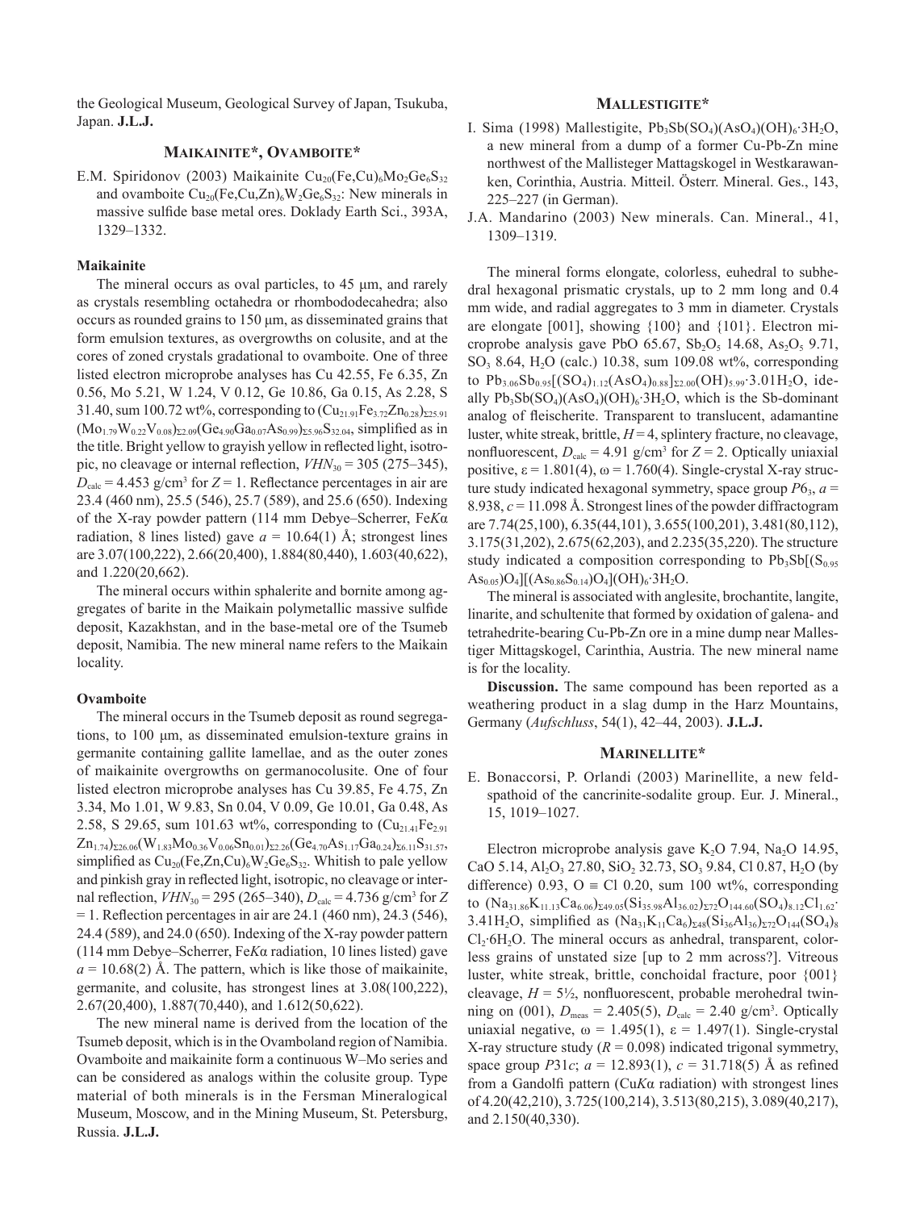the Geological Museum, Geological Survey of Japan, Tsukuba, Japan. **J.L.J.**

## MAIKAINITE*, OVAMBOITE*

E.M. Spiridonov (2003) Maikainite $Cu_{20}(Fe,Cu)_6Mo_2Ge_6S_{32}$ and ovamboite $Cu_{20}(Fe,Cu,Zn)_6W_2Ge_6S_{32}$: New minerals in massive sulfide base metal ores. Doklady Earth Sci., 393A, 1329–1332.

### Maikainite

The mineral occurs as oval particles, to 45 μm, and rarely as crystals resembling octahedra or rhombododecahedra; also occurs as rounded grains to 150 μm, as disseminated grains that form emulsion textures, as overgrowths on colusite, and at the cores of zoned crystals gradational to ovamboite. One of three listed electron microprobe analyses has Cu 42.55, Fe 6.35, Zn 0.56, Mo 5.21, W 1.24, V 0.12, Ge 10.86, Ga 0.15, As 2.28, S 31.40, sum 100.72 wt%, corresponding to $(Cu_{21.91}Fe_{3.72}Zn_{0.28})_{\Sigma 25.91}$ $(Mo_{1.79}W_{0.22}V_{0.08})_{\Sigma 2.09}(Ge_{4.90}Ga_{0.07}As_{0.99})_{\Sigma 5.96}S_{32.04}$, simplified as in the title. Bright yellow to grayish yellow in reflected light, isotropic, no cleavage or internal reflection, $VHN_{30}$ = 305 (275–345), $D_{calc}$ = 4.453 g/cm³ for $Z$ = 1. Reflectance percentages in air are 23.4 (460 nm), 25.5 (546), 25.7 (589), and 25.6 (650). Indexing of the X-ray powder pattern (114 mm Debye–Scherrer, Fe$K\alpha$ radiation, 8 lines listed) gave $a$ = 10.64(1) Å; strongest lines are 3.07(100,222), 2.66(20,400), 1.884(80,440), 1.603(40,622), and 1.220(20,662).

The mineral occurs within sphalerite and bornite among aggregates of barite in the Maikain polymetallic massive sulfide deposit, Kazakhstan, and in the base-metal ore of the Tsumeb deposit, Namibia. The new mineral name refers to the Maikain locality.

### Ovamboite

The mineral occurs in the Tsumeb deposit as round segregations, to 100 μm, as disseminated emulsion-texture grains in germanite containing gallite lamellae, and as the outer zones of maikainite overgrowths on germanocolusite. One of four listed electron microprobe analyses has Cu 39.85, Fe 4.75, Zn 3.34, Mo 1.01, W 9.83, Sn 0.04, V 0.09, Ge 10.01, Ga 0.48, As 2.58, S 29.65, sum 101.63 wt%, corresponding to $(Cu_{21.41}Fe_{2.91}$ $Zn_{1.74})_{\Sigma 26.06}(W_{1.83}Mo_{0.36}V_{0.06}Sn_{0.01})_{\Sigma 2.26}(Ge_{4.70}As_{1.17}Ga_{0.24})_{\Sigma 6.11}S_{31.57}$, simplified as $Cu_{20}(Fe,Zn,Cu)_6W_2Ge_6S_{32}$. Whitish to pale yellow and pinkish gray in reflected light, isotropic, no cleavage or internal reflection, $VHN_{30}$ = 295 (265–340), $D_{calc}$ = 4.736 g/cm³ for $Z$ = 1. Reflection percentages in air are 24.1 (460 nm), 24.3 (546), 24.4 (589), and 24.0 (650). Indexing of the X-ray powder pattern (114 mm Debye–Scherrer, Fe$K\alpha$ radiation, 10 lines listed) gave $a$ = 10.68(2) Å. The pattern, which is like those of maikainite, germanite, and colusite, has strongest lines at 3.08(100,222), 2.67(20,400), 1.887(70,440), and 1.612(50,622).

The new mineral name is derived from the location of the Tsumeb deposit, which is in the Ovamboland region of Namibia. Ovamboite and maikainite form a continuous W–Mo series and can be considered as analogs within the colusite group. Type material of both minerals is in the Fersman Mineralogical Museum, Moscow, and in the Mining Museum, St. Petersburg, Russia. **J.L.J.**

## MALLESTIGITE*

I. Sima (1998) Mallestigite, $Pb_3Sb(SO_4)(AsO_4)(OH)_6{\cdot}3H_2O$, a new mineral from a dump of a former Cu-Pb-Zn mine northwest of the Mallisteger Mattagskogel in Westkarawanken, Corinthia, Austria. Mitteil. Österr. Mineral. Ges., 143, 225–227 (in German).

J.A. Mandarino (2003) New minerals. Can. Mineral., 41, 1309–1319.

The mineral forms elongate, colorless, euhedral to subhedral hexagonal prismatic crystals, up to 2 mm long and 0.4 mm wide, and radial aggregates to 3 mm in diameter. Crystals are elongate [001], showing {100} and {101}. Electron microprobe analysis gave PbO 65.67, $Sb_2O_5$ 14.68, $As_2O_5$ 9.71, $SO_3$ 8.64, $H_2O$ (calc.) 10.38, sum 109.08 wt%, corresponding to $Pb_{3.06}Sb_{0.95}[(SO_4)_{1.12}(AsO_4)_{0.88}]_{\Sigma 2.00}(OH)_{5.99}{\cdot}3.01H_2O$, ideally $Pb_3Sb(SO_4)(AsO_4)(OH)_6{\cdot}3H_2O$, which is the Sb-dominant analog of fleischerite. Transparent to translucent, adamantine luster, white streak, brittle, $H$ = 4, splintery fracture, no cleavage, nonfluorescent, $D_{calc}$ = 4.91 g/cm³ for $Z$ = 2. Optically uniaxial positive, ε = 1.801(4), ω = 1.760(4). Single-crystal X-ray structure study indicated hexagonal symmetry, space group $P6_3$, $a$ = 8.938, $c$ = 11.098 Å. Strongest lines of the powder diffractogram are 7.74(25,100), 6.35(44,101), 3.655(100,201), 3.481(80,112), 3.175(31,202), 2.675(62,203), and 2.235(35,220). The structure study indicated a composition corresponding to $Pb_3Sb[(S_{0.95}As_{0.05})O_4][(As_{0.86}S_{0.14})O_4](OH)_6{\cdot}3H_2O$.

The mineral is associated with anglesite, brochantite, langite, linarite, and schultenite that formed by oxidation of galena- and tetrahedrite-bearing Cu-Pb-Zn ore in a mine dump near Mallestiger Mittagskogel, Carinthia, Austria. The new mineral name is for the locality.

**Discussion.** The same compound has been reported as a weathering product in a slag dump in the Harz Mountains, Germany (*Aufschluss*, 54(1), 42–44, 2003). **J.L.J.**

## MARINELLITE*

E. Bonaccorsi, P. Orlandi (2003) Marinellite, a new feldspathoid of the cancrinite-sodalite group. Eur. J. Mineral., 15, 1019–1027.

Electron microprobe analysis gave $K_2O$ 7.94, $Na_2O$ 14.95, CaO 5.14, $Al_2O_3$ 27.80, $SiO_2$ 32.73, $SO_3$ 9.84, Cl 0.87, $H_2O$ (by difference) 0.93, O ≡ Cl 0.20, sum 100 wt%, corresponding to $(Na_{31.86}K_{11.13}Ca_{6.06})_{\Sigma 49.05}(Si_{35.98}Al_{36.02})_{\Sigma 72}O_{144.60}(SO_4)_{8.12}Cl_{1.62}{\cdot}3.41H_2O$, simplified as $(Na_{31}K_{11}Ca_6)_{\Sigma 48}(Si_{36}Al_{36})_{\Sigma 72}O_{144}(SO_4)_8Cl_2{\cdot}6H_2O$. The mineral occurs as anhedral, transparent, colorless grains of unstated size [up to 2 mm across?]. Vitreous luster, white streak, brittle, conchoidal fracture, poor {001} cleavage, $H$ = 5½, nonfluorescent, probable merohedral twinning on (001), $D_{meas}$ = 2.405(5), $D_{calc}$ = 2.40 g/cm³. Optically uniaxial negative, ω = 1.495(1), ε = 1.497(1). Single-crystal X-ray structure study ($R$ = 0.098) indicated trigonal symmetry, space group $P31c$; $a$ = 12.893(1), $c$ = 31.718(5) Å as refined from a Gandolfi pattern (Cu$K\alpha$ radiation) with strongest lines of 4.20(42,210), 3.725(100,214), 3.513(80,215), 3.089(40,217), and 2.150(40,330).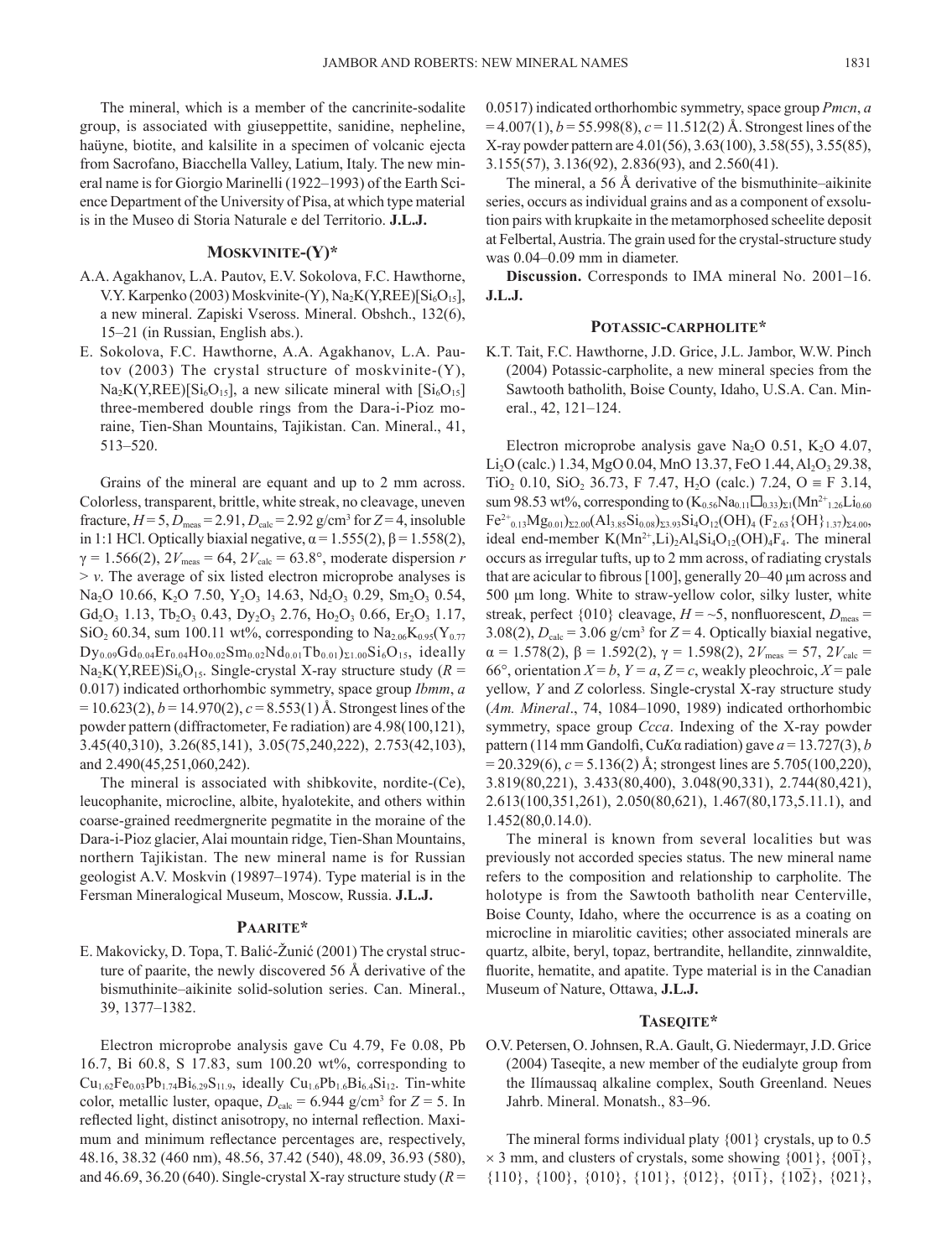The mineral, which is a member of the cancrinite-sodalite group, is associated with giuseppettite, sanidine, nepheline, haüyne, biotite, and kalsilite in a specimen of volcanic ejecta from Sacrofano, Biacchella Valley, Latium, Italy. The new mineral name is for Giorgio Marinelli (1922–1993) of the Earth Science Department of the University of Pisa, at which type material is in the Museo di Storia Naturale e del Territorio. **J.L.J.**

## Moskvinite-(Y)*

A.A. Agakhanov, L.A. Pautov, E.V. Sokolova, F.C. Hawthorne, V.Y. Karpenko (2003) Moskvinite-(Y), $Na_2K(Y,REE)[Si_6O_{15}]$, a new mineral. Zapiski Vseross. Mineral. Obshch., 132(6), 15–21 (in Russian, English abs.).

E. Sokolova, F.C. Hawthorne, A.A. Agakhanov, L.A. Pautov (2003) The crystal structure of moskvinite-(Y), $Na_2K(Y,REE)[Si_6O_{15}]$, a new silicate mineral with $[Si_6O_{15}]$ three-membered double rings from the Dara-i-Pioz moraine, Tien-Shan Mountains, Tajikistan. Can. Mineral., 41, 513–520.

Grains of the mineral are equant and up to 2 mm across. Colorless, transparent, brittle, white streak, no cleavage, uneven fracture, $H = 5$, $D_{meas} = 2.91$, $D_{calc} = 2.92$ g/cm$^3$ for $Z = 4$, insoluble in 1:1 HCl. Optically biaxial negative, $\alpha = 1.555(2)$, $\beta = 1.558(2)$, $\gamma = 1.566(2)$, $2V_{meas} = 64$, $2V_{calc} = 63.8°$, moderate dispersion $r > v$. The average of six listed electron microprobe analyses is $Na_2O$ 10.66, $K_2O$ 7.50, $Y_2O_3$ 14.63, $Nd_2O_3$ 0.29, $Sm_2O_3$ 0.54, $Gd_2O_3$ 1.13, $Tb_2O_3$ 0.43, $Dy_2O_3$ 2.76, $Ho_2O_3$ 0.66, $Er_2O_3$ 1.17, $SiO_2$ 60.34, sum 100.11 wt%, corresponding to $Na_{2.06}K_{0.95}(Y_{0.77}Dy_{0.09}Gd_{0.04}Er_{0.04}Ho_{0.02}Sm_{0.02}Nd_{0.01}Tb_{0.01})_{\Sigma 1.00}Si_6O_{15}$, ideally $Na_2K(Y,REE)Si_6O_{15}$. Single-crystal X-ray structure study ($R = 0.017$) indicated orthorhombic symmetry, space group *Ibmm*, $a = 10.623(2)$, $b = 14.970(2)$, $c = 8.553(1)$ Å. Strongest lines of the powder pattern (diffractometer, Fe radiation) are 4.98(100,121), 3.45(40,310), 3.26(85,141), 3.05(75,240,222), 2.753(42,103), and 2.490(45,251,060,242).

The mineral is associated with shibkovite, nordite-(Ce), leucophanite, microcline, albite, hyalotekite, and others within coarse-grained reedmergnerite pegmatite in the moraine of the Dara-i-Pioz glacier, Alai mountain ridge, Tien-Shan Mountains, northern Tajikistan. The new mineral name is for Russian geologist A.V. Moskvin (19897–1974). Type material is in the Fersman Mineralogical Museum, Moscow, Russia. **J.L.J.**

## Paarite*

E. Makovicky, D. Topa, T. Balić-Žunić (2001) The crystal structure of paarite, the newly discovered 56 Å derivative of the bismuthinite–aikinite solid-solution series. Can. Mineral., 39, 1377–1382.

Electron microprobe analysis gave Cu 4.79, Fe 0.08, Pb 16.7, Bi 60.8, S 17.83, sum 100.20 wt%, corresponding to $Cu_{1.62}Fe_{0.03}Pb_{1.74}Bi_{6.29}S_{11.9}$, ideally $Cu_{1.6}Pb_{1.6}Bi_{6.4}Si_{12}$. Tin-white color, metallic luster, opaque, $D_{calc} = 6.944$ g/cm$^3$ for $Z = 5$. In reflected light, distinct anisotropy, no internal reflection. Maximum and minimum reflectance percentages are, respectively, 48.16, 38.32 (460 nm), 48.56, 37.42 (540), 48.09, 36.93 (580), and 46.69, 36.20 (640). Single-crystal X-ray structure study ($R = 0.0517$) indicated orthorhombic symmetry, space group *Pmcn*, $a = 4.007(1)$, $b = 55.998(8)$, $c = 11.512(2)$ Å. Strongest lines of the X-ray powder pattern are 4.01(56), 3.63(100), 3.58(55), 3.55(85), 3.155(57), 3.136(92), 2.836(93), and 2.560(41).

The mineral, a 56 Å derivative of the bismuthinite–aikinite series, occurs as individual grains and as a component of exsolution pairs with krupkaite in the metamorphosed scheelite deposit at Felbertal, Austria. The grain used for the crystal-structure study was 0.04–0.09 mm in diameter.

**Discussion.** Corresponds to IMA mineral No. 2001–16. **J.L.J.**

## Potassic-carpholite*

K.T. Tait, F.C. Hawthorne, J.D. Grice, J.L. Jambor, W.W. Pinch (2004) Potassic-carpholite, a new mineral species from the Sawtooth batholith, Boise County, Idaho, U.S.A. Can. Mineral., 42, 121–124.

Electron microprobe analysis gave $Na_2O$ 0.51, $K_2O$ 4.07, $Li_2O$ (calc.) 1.34, MgO 0.04, MnO 13.37, FeO 1.44, $Al_2O_3$ 29.38, $TiO_2$ 0.10, $SiO_2$ 36.73, F 7.47, $H_2O$ (calc.) 7.24, O ≡ F 3.14, sum 98.53 wt%, corresponding to $(K_{0.56}Na_{0.11}\square_{0.33})_{\Sigma 1}(Mn^{2+}_{1.26}Li_{0.60}Fe^{2+}_{0.13}Mg_{0.01})_{\Sigma 2.00}(Al_{3.85}Si_{0.08})_{\Sigma 3.93}Si_4O_{12}(OH)_4(F_{2.63}\{OH\}_{1.37})_{\Sigma 4.00}$, ideal end-member $K(Mn^{2+},Li)_2Al_4Si_4O_{12}(OH)_4F_4$. The mineral occurs as irregular tufts, up to 2 mm across, of radiating crystals that are acicular to fibrous [100], generally 20–40 μm across and 500 μm long. White to straw-yellow color, silky luster, white streak, perfect {010} cleavage, $H = \sim 5$, nonfluorescent, $D_{meas} = 3.08(2)$, $D_{calc} = 3.06$ g/cm$^3$ for $Z = 4$. Optically biaxial negative, $\alpha = 1.578(2)$, $\beta = 1.592(2)$, $\gamma = 1.598(2)$, $2V_{meas} = 57$, $2V_{calc} = 66°$, orientation $X = b$, $Y = a$, $Z = c$, weakly pleochroic, $X$ = pale yellow, $Y$ and $Z$ colorless. Single-crystal X-ray structure study (*Am. Mineral*., 74, 1084–1090, 1989) indicated orthorhombic symmetry, space group *Ccca*. Indexing of the X-ray powder pattern (114 mm Gandolfi, Cu$K\alpha$ radiation) gave $a = 13.727(3)$, $b = 20.329(6)$, $c = 5.136(2)$ Å; strongest lines are 5.705(100,220), 3.819(80,221), 3.433(80,400), 3.048(90,331), 2.744(80,421), 2.613(100,351,261), 2.050(80,621), 1.467(80,173,5.11.1), and 1.452(80,0.14.0).

The mineral is known from several localities but was previously not accorded species status. The new mineral name refers to the composition and relationship to carpholite. The holotype is from the Sawtooth batholith near Centerville, Boise County, Idaho, where the occurrence is as a coating on microcline in miarolitic cavities; other associated minerals are quartz, albite, beryl, topaz, bertrandite, hellandite, zinnwaldite, fluorite, hematite, and apatite. Type material is in the Canadian Museum of Nature, Ottawa, **J.L.J.**

## Taseqite*

O.V. Petersen, O. Johnsen, R.A. Gault, G. Niedermayr, J.D. Grice (2004) Taseqite, a new member of the eudialyte group from the Ilímaussaq alkaline complex, South Greenland. Neues Jahrb. Mineral. Monatsh., 83–96.

The mineral forms individual platy {001} crystals, up to 0.5 × 3 mm, and clusters of crystals, some showing {001}, {00$\bar{1}$}, {110}, {100}, {010}, {101}, {012}, {01$\bar{1}$}, {10$\bar{2}$}, {021},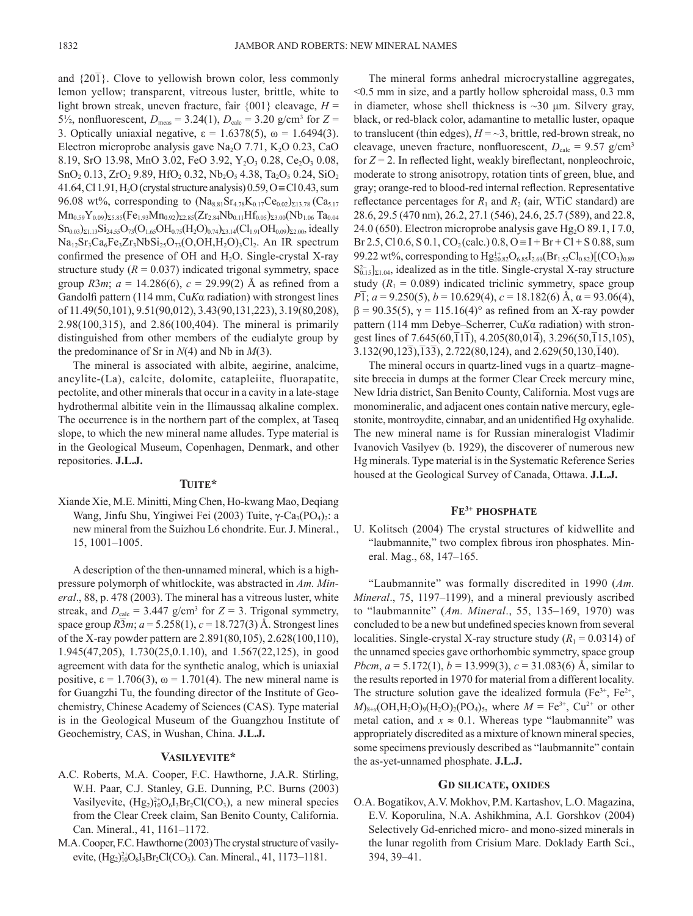and {20$\overline{1}$}. Clove to yellowish brown color, less commonly lemon yellow; transparent, vitreous luster, brittle, white to light brown streak, uneven fracture, fair {001} cleavage, $H$ = 5½, nonfluorescent, $D_{meas}$ = 3.24(1), $D_{calc}$ = 3.20 g/cm$^3$ for $Z$ = 3. Optically uniaxial negative, ε = 1.6378(5), ω = 1.6494(3). Electron microprobe analysis gave $Na_2O$ 7.71, $K_2O$ 0.23, CaO 8.19, SrO 13.98, MnO 3.02, FeO 3.92, $Y_2O_3$ 0.28, $Ce_2O_3$ 0.08, $SnO_2$ 0.13, $ZrO_2$ 9.89, $HfO_2$ 0.32, $Nb_2O_5$ 4.38, $Ta_2O_5$ 0.24, $SiO_2$ 41.64, Cl 1.91, $H_2O$ (crystal structure analysis) 0.59, O ≡ Cl 0.43, sum 96.08 wt%, corresponding to $(Na_{8.81}Sr_{4.78}K_{0.17}Ce_{0.02})_{\Sigma 13.78}(Ca_{5.17}Mn_{0.59}Y_{0.09})_{\Sigma 5.85}(Fe_{1.93}Mn_{0.92})_{\Sigma 2.85}(Zr_{2.84}Nb_{0.11}Hf_{0.05})_{\Sigma 3.00}(Nb_{1.06}Ta_{0.04}Sn_{0.03})_{\Sigma 1.13}Si_{24.55}O_{73}(O_{1.65}OH_{0.75}(H_2O)_{0.74})_{\Sigma 3.14}(Cl_{1.91}OH_{0.09})_{\Sigma 2.00}$, ideally $Na_{12}Sr_3Ca_6Fe_3Zr_3NbSi_{25}O_{73}(O,OH,H_2O)_3Cl_2$. An IR spectrum confirmed the presence of OH and $H_2O$. Single-crystal X-ray structure study ($R$ = 0.037) indicated trigonal symmetry, space group $R3m$; $a$ = 14.286(6), $c$ = 29.99(2) Å as refined from a Gandolfi pattern (114 mm, Cu$K\alpha$ radiation) with strongest lines of 11.49(50,101), 9.51(90,012), 3.43(90,131,223), 3.19(80,208), 2.98(100,315), and 2.86(100,404). The mineral is primarily distinguished from other members of the eudialyte group by the predominance of Sr in $N$(4) and Nb in $M$(3).

The mineral is associated with albite, aegirine, analcime, ancylite-(La), calcite, dolomite, catapleiite, fluorapatite, pectolite, and other minerals that occur in a cavity in a late-stage hydrothermal albitite vein in the Ilímaussaq alkaline complex. The occurrence is in the northern part of the complex, at Taseq slope, to which the new mineral name alludes. Type material is in the Geological Museum, Copenhagen, Denmark, and other repositories. **J.L.J.**

## Tuite*

Xiande Xie, M.E. Minitti, Ming Chen, Ho-kwang Mao, Deqiang Wang, Jinfu Shu, Yingiwei Fei (2003) Tuite, γ-$Ca_3(PO_4)_2$: a new mineral from the Suizhou L6 chondrite. Eur. J. Mineral., 15, 1001–1005.

A description of the then-unnamed mineral, which is a high-pressure polymorph of whitlockite, was abstracted in *Am. Mineral*., 88, p. 478 (2003). The mineral has a vitreous luster, white streak, and $D_{calc}$ = 3.447 g/cm$^3$ for $Z$ = 3. Trigonal symmetry, space group $R\overline{3}m$; $a$ = 5.258(1), $c$ = 18.727(3) Å. Strongest lines of the X-ray powder pattern are 2.891(80,105), 2.628(100,110), 1.945(47,205), 1.730(25,0.1.10), and 1.567(22,125), in good agreement with data for the synthetic analog, which is uniaxial positive, ε = 1.706(3), ω = 1.701(4). The new mineral name is for Guangzhi Tu, the founding director of the Institute of Geochemistry, Chinese Academy of Sciences (CAS). Type material is in the Geological Museum of the Guangzhou Institute of Geochemistry, CAS, in Wushan, China. **J.L.J.**

## Vasilyevite*

A.C. Roberts, M.A. Cooper, F.C. Hawthorne, J.A.R. Stirling, W.H. Paar, C.J. Stanley, G.E. Dunning, P.C. Burns (2003) Vasilyevite, $(Hg_2)^{2+}_{10}O_6I_3Br_2Cl(CO_3)$, a new mineral species from the Clear Creek claim, San Benito County, California. Can. Mineral., 41, 1161–1172.

M.A. Cooper, F.C. Hawthorne (2003) The crystal structure of vasilyevite, $(Hg_2)^{2+}_{10}O_6I_3Br_2Cl(CO_3)$. Can. Mineral., 41, 1173–1181.

The mineral forms anhedral microcrystalline aggregates, <0.5 mm in size, and a partly hollow spheroidal mass, 0.3 mm in diameter, whose shell thickness is ~30 μm. Silvery gray, black, or red-black color, adamantine to metallic luster, opaque to translucent (thin edges), $H$ = ~3, brittle, red-brown streak, no cleavage, uneven fracture, nonfluorescent, $D_{calc}$ = 9.57 g/cm$^3$ for $Z$ = 2. In reflected light, weakly bireflectant, nonpleochroic, moderate to strong anisotropy, rotation tints of green, blue, and gray; orange-red to blood-red internal reflection. Representative reflectance percentages for $R_1$ and $R_2$ (air, WTiC standard) are 28.6, 29.5 (470 nm), 26.2, 27.1 (546), 24.6, 25.7 (589), and 22.8, 24.0 (650). Electron microprobe analysis gave $Hg_2O$ 89.1, I 7.0, Br 2.5, Cl 0.6, S 0.1, $CO_2$ (calc.) 0.8, O ≡ I + Br + Cl + S 0.88, sum 99.22 wt%, corresponding to $Hg^{1+}_{20.82}O_{6.85}I_{2.69}(Br_{1.52}Cl_{0.82})[(CO_3)_{0.89}S^{2-}_{0.15}]_{\Sigma 1.04}$, idealized as in the title. Single-crystal X-ray structure study ($R_1$ = 0.089) indicated triclinic symmetry, space group $P\overline{1}$; $a$ = 9.250(5), $b$ = 10.629(4), $c$ = 18.182(6) Å, α = 93.06(4), β = 90.35(5), γ = 115.16(4)° as refined from an X-ray powder pattern (114 mm Debye–Scherrer, Cu$K\alpha$ radiation) with strongest lines of 7.645(60,$\overline{1}1\overline{1}$), 4.205(80,01$\overline{4}$), 3.296(50,$\overline{1}$15,105), 3.132(90,12$\overline{3}$),$\overline{1}3\overline{3}$), 2.722(80,124), and 2.629(50,130,$\overline{1}$40).

The mineral occurs in quartz-lined vugs in a quartz–magnesite breccia in dumps at the former Clear Creek mercury mine, New Idria district, San Benito County, California. Most vugs are monomineralic, and adjacent ones contain native mercury, eglestonite, montroydite, cinnabar, and an unidentified Hg oxyhalide. The new mineral name is for Russian mineralogist Vladimir Ivanovich Vasilyev (b. 1929), the discoverer of numerous new Hg minerals. Type material is in the Systematic Reference Series housed at the Geological Survey of Canada, Ottawa. **J.L.J.**

## $Fe^{3+}$ phosphate

U. Kolitsch (2004) The crystal structures of kidwellite and "laubmannite," two complex fibrous iron phosphates. Mineral. Mag., 68, 147–165.

"Laubmannite" was formally discredited in 1990 (*Am. Mineral*., 75, 1197–1199), and a mineral previously ascribed to "laubmannite" (*Am. Mineral*., 55, 135–169, 1970) was concluded to be a new but undefined species known from several localities. Single-crystal X-ray structure study ($R_1$ = 0.0314) of the unnamed species gave orthorhombic symmetry, space group $Pbcm$, $a$ = 5.172(1), $b$ = 13.999(3), $c$ = 31.083(6) Å, similar to the results reported in 1970 for material from a different locality. The structure solution gave the idealized formula $(Fe^{3+}, Fe^{2+}, M)_{8+x}(OH,H_2O)_9(H_2O)_2(PO_4)_5$, where $M$ = $Fe^{3+}$, $Cu^{2+}$ or other metal cation, and $x$ ≈ 0.1. Whereas type "laubmannite" was appropriately discredited as a mixture of known mineral species, some specimens previously described as "laubmannite" contain the as-yet-unnamed phosphate. **J.L.J.**

## Gd silicate, oxides

O.A. Bogatikov, A.V. Mokhov, P.M. Kartashov, L.O. Magazina, E.V. Koporulina, N.A. Ashikhmina, A.I. Gorshkov (2004) Selectively Gd-enriched micro- and mono-sized minerals in the lunar regolith from Crisium Mare. Doklady Earth Sci., 394, 39–41.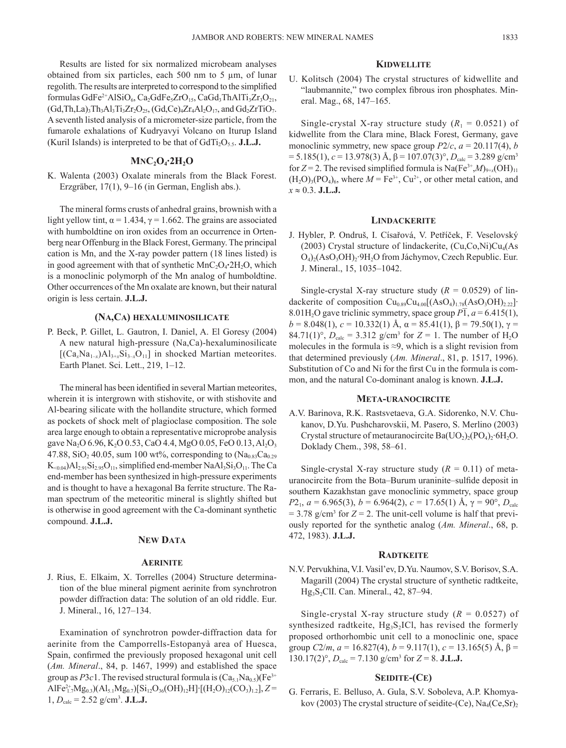Results are listed for six normalized microbeam analyses obtained from six particles, each 500 nm to 5 μm, of lunar regolith. The results are interpreted to correspond to the simplified formulas $GdFe^{2+}AlSiO_6$, $Ca_2GdFe_5ZrO_{15}$, $CaGd_3ThAlTi_3Zr_3O_{21}$, $(Gd,Th,La)_3Th_3Al_3Ti_3Zr_2O_{25}$, $(Gd,Ce)_4Zr_4Al_2O_{17}$, and $Gd_2ZrTiO_7$. A seventh listed analysis of a micrometer-size particle, from the fumarole exhalations of Kudryavyi Volcano on Iturup Island (Kuril Islands) is interpreted to be that of $GdTi_2O_{5.5}$. **J.L.J.**

## $MnC_2O_4 \cdot 2H_2O$

K. Walenta (2003) Oxalate minerals from the Black Forest. Erzgräber, 17(1), 9–16 (in German, English abs.).

The mineral forms crusts of anhedral grains, brownish with a light yellow tint, $\alpha = 1.434$, $\gamma = 1.662$. The grains are associated with humboldtine on iron oxides from an occurrence in Ortenberg near Offenburg in the Black Forest, Germany. The principal cation is Mn, and the X-ray powder pattern (18 lines listed) is in good agreement with that of synthetic $MnC_2O_4 \cdot 2H_2O$, which is a monoclinic polymorph of the Mn analog of humboldtine. Other occurrences of the Mn oxalate are known, but their natural origin is less certain. **J.L.J.**

## (Na,Ca) hexaluminosilicate

P. Beck, P. Gillet, L. Gautron, I. Daniel, A. El Goresy (2004) A new natural high-pressure (Na,Ca)-hexaluminosilicate $[(Ca_xNa_{1-x})Al_{3+x}Si_{3-x}O_{11}]$ in shocked Martian meteorites. Earth Planet. Sci. Lett., 219, 1–12.

The mineral has been identified in several Martian meteorites, wherein it is intergrown with stishovite, or with stishovite and Al-bearing silicate with the hollandite structure, which formed as pockets of shock melt of plagioclase composition. The sole area large enough to obtain a representative microprobe analysis gave $Na_2O$ 6.96, $K_2O$ 0.53, CaO 4.4, MgO 0.05, FeO 0.13, $Al_2O_3$ 47.88, $SiO_2$ 40.05, sum 100 wt%, corresponding to $(Na_{0.83}Ca_{0.29}K_{<0.04})Al_{2.91}Si_{2.95}O_{11}$, simplified end-member $NaAl_3Si_3O_{11}$. The Ca end-member has been synthesized in high-pressure experiments and is thought to have a hexagonal Ba ferrite structure. The Raman spectrum of the meteoritic mineral is slightly shifted but is otherwise in good agreement with the Ca-dominant synthetic compound. **J.L.J.**

# New Data

## Aerinite

J. Rius, E. Elkaim, X. Torrelles (2004) Structure determination of the blue mineral pigment aerinite from synchrotron powder diffraction data: The solution of an old riddle. Eur. J. Mineral., 16, 127–134.

Examination of synchrotron powder-diffraction data for aerinite from the Camporrells-Estopanyà area of Huesca, Spain, confirmed the previously proposed hexagonal unit cell (*Am. Mineral*., 84, p. 1467, 1999) and established the space group as $P3c1$. The revised structural formula is $(Ca_{5.1}Na_{0.5})(Fe^{3+}AlFe^{2+}_{1.7}Mg_{0.3})(Al_{5.1}Mg_{0.7})[Si_{12}O_{36}(OH)_{12}H]\cdot[(H_2O)_{12}(CO_3)_{1.2}]$, $Z = 1$, $D_{calc} = 2.52$ g/cm$^3$. **J.L.J.**

## Kidwellite

U. Kolitsch (2004) The crystal structures of kidwellite and "laubmannite," two complex fibrous iron phosphates. Mineral. Mag., 68, 147–165.

Single-crystal X-ray structure study ($R_1 = 0.0521$) of kidwellite from the Clara mine, Black Forest, Germany, gave monoclinic symmetry, new space group $P2/c$, $a = 20.117(4)$, $b = 5.185(1)$, $c = 13.978(3)$ Å, $\beta = 107.07(3)°$, $D_{calc} = 3.289$ g/cm$^3$ for $Z = 2$. The revised simplified formula is $Na(Fe^{3+},M)_{9+x}(OH)_{11}(H_2O)_3(PO_4)_6$, where $M = Fe^{3+}$, $Cu^{2+}$, or other metal cation, and $x \approx 0.3$. **J.L.J.**

## Lindackerite

J. Hybler, P. Ondruš, I. Císařová, V. Petříček, F. Veselovský (2003) Crystal structure of lindackerite, $(Cu,Co,Ni)Cu_4(AsO_4)_2(AsO_3OH)_2\cdot 9H_2O$ from Jáchymov, Czech Republic. Eur. J. Mineral., 15, 1035–1042.

Single-crystal X-ray structure study ($R = 0.0529$) of lindackerite of composition $Cu_{0.89}Cu_{4.00}[(AsO_4)_{1.78}(AsO_3OH)_{2.22}]\cdot 8.01H_2O$ gave triclinic symmetry, space group $P\bar{1}$, $a = 6.415(1)$, $b = 8.048(1)$, $c = 10.332(1)$ Å, $\alpha = 85.41(1)$, $\beta = 79.50(1)$, $\gamma = 84.71(1)°$, $D_{calc} = 3.312$ g/cm$^3$ for $Z = 1$. The number of $H_2O$ molecules in the formula is ≈9, which is a slight revision from that determined previously (*Am. Mineral*., 81, p. 1517, 1996). Substitution of Co and Ni for the first Cu in the formula is common, and the natural Co-dominant analog is known. **J.L.J.**

## Meta-uranocircite

A.V. Barinova, R.K. Rastsvetaeva, G.A. Sidorenko, N.V. Chukanov, D.Yu. Pushcharovskii, M. Pasero, S. Merlino (2003) Crystal structure of metauranocircite $Ba(UO_2)_2(PO_4)_2\cdot 6H_2O$. Doklady Chem., 398, 58–61.

Single-crystal X-ray structure study ($R = 0.11$) of meta-uranocircite from the Bota–Burum uraninite–sulfide deposit in southern Kazakhstan gave monoclinic symmetry, space group $P2_1$, $a = 6.965(3)$, $b = 6.964(2)$, $c = 17.65(1)$ Å, $\gamma = 90°$, $D_{calc} = 3.78$ g/cm$^3$ for $Z = 2$. The unit-cell volume is half that previously reported for the synthetic analog (*Am. Mineral*., 68, p. 472, 1983). **J.L.J.**

## Radtkeite

N.V. Pervukhina, V.I. Vasil'ev, D.Yu. Naumov, S.V. Borisov, S.A. Magarill (2004) The crystal structure of synthetic radtkeite, $Hg_3S_2ClI$. Can. Mineral., 42, 87–94.

Single-crystal X-ray structure study ($R = 0.0527$) of synthesized radtkeite, $Hg_3S_2ICl$, has revised the formerly proposed orthorhombic unit cell to a monoclinic one, space group $C2/m$, $a = 16.827(4)$, $b = 9.117(1)$, $c = 13.165(5)$ Å, $\beta = 130.17(2)°$, $D_{calc} = 7.130$ g/cm$^3$ for $Z = 8$. **J.L.J.**

## Seidite-(Ce)

G. Ferraris, E. Belluso, A. Gula, S.V. Soboleva, A.P. Khomyakov (2003) The crystal structure of seidite-(Ce), $Na_4(Ce,Sr)_2$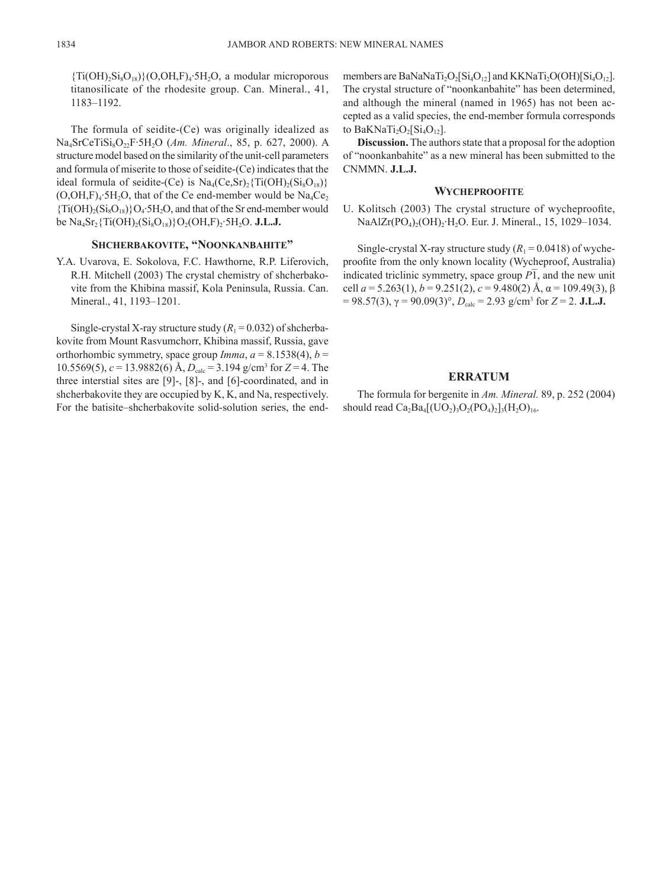$\{Ti(OH)_2Si_8O_{18})\}(O,OH,F)_4{\cdot}5H_2O$, a modular microporous titanosilicate of the rhodesite group. Can. Mineral., 41, 1183–1192.

The formula of seidite-(Ce) was originally idealized as $Na_4SrCeTiSi_8O_{22}F{\cdot}5H_2O$ (*Am. Mineral*., 85, p. 627, 2000). A structure model based on the similarity of the unit-cell parameters and formula of miserite to those of seidite-(Ce) indicates that the ideal formula of seidite-(Ce) is $Na_4(Ce,Sr)_2\{Ti(OH)_2(Si_8O_{18})\}(O,OH,F)_4{\cdot}5H_2O$, that of the Ce end-member would be $Na_4Ce_2\{Ti(OH)_2(Si_8O_{18})\}O_4{\cdot}5H_2O$, and that of the Sr end-member would be $Na_4Sr_2\{Ti(OH)_2(Si_8O_{18})\}O_2(OH,F)_2{\cdot}5H_2O$. **J.L.J.**

## Shcherbakovite, "Noonkanbahite"

Y.A. Uvarova, E. Sokolova, F.C. Hawthorne, R.P. Liferovich, R.H. Mitchell (2003) The crystal chemistry of shcherbakovite from the Khibina massif, Kola Peninsula, Russia. Can. Mineral., 41, 1193–1201.

Single-crystal X-ray structure study ($R_1 = 0.032$) of shcherbakovite from Mount Rasvumchorr, Khibina massif, Russia, gave orthorhombic symmetry, space group *Imma*, $a = 8.1538(4)$, $b = 10.5569(5)$, $c = 13.9882(6)$ Å, $D_{calc} = 3.194$ g/cm$^3$ for $Z = 4$. The three interstial sites are [9]-, [8]-, and [6]-coordinated, and in shcherbakovite they are occupied by K, K, and Na, respectively. For the batisite–shcherbakovite solid-solution series, the end-members are $BaNaNaTi_2O_2[Si_4O_{12}]$ and $KKNaTi_2O(OH)[Si_4O_{12}]$. The crystal structure of "noonkanbahite" has been determined, and although the mineral (named in 1965) has not been accepted as a valid species, the end-member formula corresponds to $BaKNaTi_2O_2[Si_4O_{12}]$.

**Discussion.** The authors state that a proposal for the adoption of "noonkanbahite" as a new mineral has been submitted to the CNMMN. **J.L.J.**

## Wycheproofite

U. Kolitsch (2003) The crystal structure of wycheproofite, $NaAlZr(PO_4)_2(OH)_2{\cdot}H_2O$. Eur. J. Mineral., 15, 1029–1034.

Single-crystal X-ray structure study ($R_1 = 0.0418$) of wycheproofite from the only known locality (Wycheproof, Australia) indicated triclinic symmetry, space group $P\bar{1}$, and the new unit cell $a = 5.263(1)$, $b = 9.251(2)$, $c = 9.480(2)$ Å, $\alpha = 109.49(3)$, $\beta = 98.57(3)$, $\gamma = 90.09(3)°$, $D_{calc} = 2.93$ g/cm$^3$ for $Z = 2$. **J.L.J.**

## ERRATUM

The formula for bergenite in *Am. Mineral.* 89, p. 252 (2004) should read $Ca_2Ba_4[(UO_2)_3O_2(PO_4)_2]_3(H_2O)_{16}$.